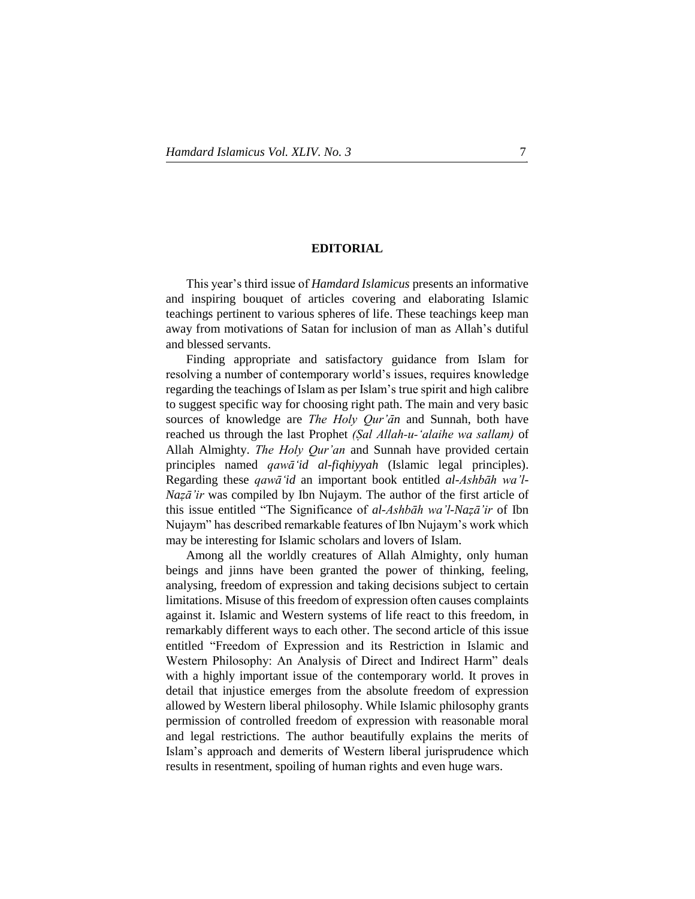## EDITORIAL

This year's third issue of *Hamdard Islamicus* presents an informative and inspiring bouquet of articles covering and elaborating Islamic teachings pertinent to various spheres of life. These teachings keep man away from motivations of Satan for inclusion of man as Allah's dutiful and blessed servants.

Finding appropriate and satisfactory guidance from Islam for resolving a number of contemporary world's issues, requires knowledge regarding the teachings of Islam as per Islam's true spirit and high calibre to suggest specific way for choosing right path. The main and very basic sources of knowledge are *The Holy Qur'ān* and Sunnah, both have reached us through the last Prophet *(Ṣal Allah-u-'alaihe wa sallam)* of Allah Almighty. *The Holy Qur'an* and Sunnah have provided certain principles named *qawā'id al-fiqhiyyah* (Islamic legal principles). Regarding these *qawā'id* an important book entitled *al-Ashbāh wa'l-Naẓā'ir* was compiled by Ibn Nujaym. The author of the first article of this issue entitled "The Significance of *al-Ashbāh wa'l-Naẓā'ir* of Ibn Nujaym" has described remarkable features of Ibn Nujaym's work which may be interesting for Islamic scholars and lovers of Islam.

Among all the worldly creatures of Allah Almighty, only human beings and jinns have been granted the power of thinking, feeling, analysing, freedom of expression and taking decisions subject to certain limitations. Misuse of this freedom of expression often causes complaints against it. Islamic and Western systems of life react to this freedom, in remarkably different ways to each other. The second article of this issue entitled "Freedom of Expression and its Restriction in Islamic and Western Philosophy: An Analysis of Direct and Indirect Harm" deals with a highly important issue of the contemporary world. It proves in detail that injustice emerges from the absolute freedom of expression allowed by Western liberal philosophy. While Islamic philosophy grants permission of controlled freedom of expression with reasonable moral and legal restrictions. The author beautifully explains the merits of Islam's approach and demerits of Western liberal jurisprudence which results in resentment, spoiling of human rights and even huge wars.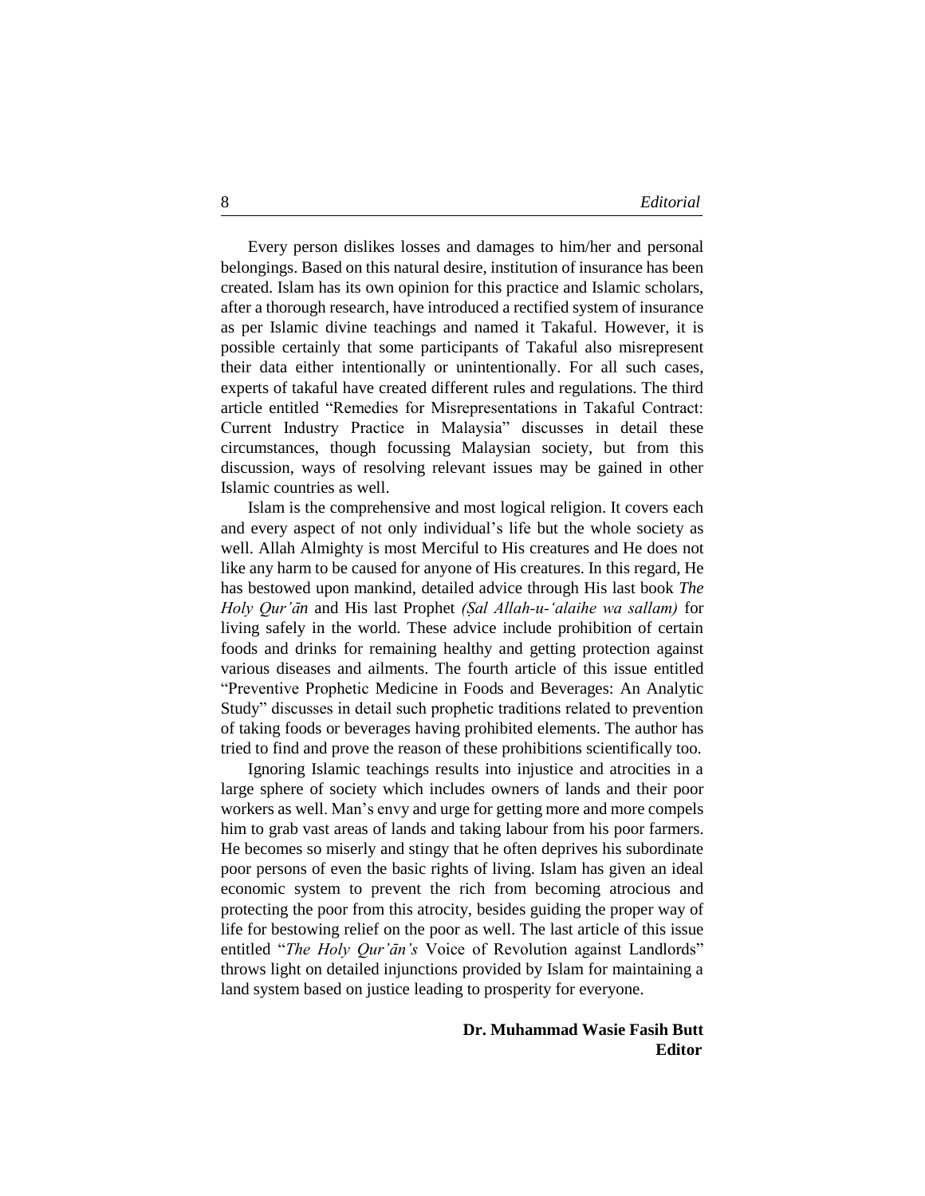Every person dislikes losses and damages to him/her and personal belongings. Based on this natural desire, institution of insurance has been created. Islam has its own opinion for this practice and Islamic scholars, after a thorough research, have introduced a rectified system of insurance as per Islamic divine teachings and named it Takaful. However, it is possible certainly that some participants of Takaful also misrepresent their data either intentionally or unintentionally. For all such cases, experts of takaful have created different rules and regulations. The third article entitled "Remedies for Misrepresentations in Takaful Contract: Current Industry Practice in Malaysia" discusses in detail these circumstances, though focussing Malaysian society, but from this discussion, ways of resolving relevant issues may be gained in other Islamic countries as well.

Islam is the comprehensive and most logical religion. It covers each and every aspect of not only individual's life but the whole society as well. Allah Almighty is most Merciful to His creatures and He does not like any harm to be caused for anyone of His creatures. In this regard, He has bestowed upon mankind, detailed advice through His last book *The Holy Qur'ān* and His last Prophet *(Ṣal Allah-u-'alaihe wa sallam)* for living safely in the world. These advice include prohibition of certain foods and drinks for remaining healthy and getting protection against various diseases and ailments. The fourth article of this issue entitled "Preventive Prophetic Medicine in Foods and Beverages: An Analytic Study" discusses in detail such prophetic traditions related to prevention of taking foods or beverages having prohibited elements. The author has tried to find and prove the reason of these prohibitions scientifically too.

Ignoring Islamic teachings results into injustice and atrocities in a large sphere of society which includes owners of lands and their poor workers as well. Man's envy and urge for getting more and more compels him to grab vast areas of lands and taking labour from his poor farmers. He becomes so miserly and stingy that he often deprives his subordinate poor persons of even the basic rights of living. Islam has given an ideal economic system to prevent the rich from becoming atrocious and protecting the poor from this atrocity, besides guiding the proper way of life for bestowing relief on the poor as well. The last article of this issue entitled "*The Holy Qur'ān's* Voice of Revolution against Landlords" throws light on detailed injunctions provided by Islam for maintaining a land system based on justice leading to prosperity for everyone.

**Dr. Muhammad Wasie Fasih Butt**
**Editor**